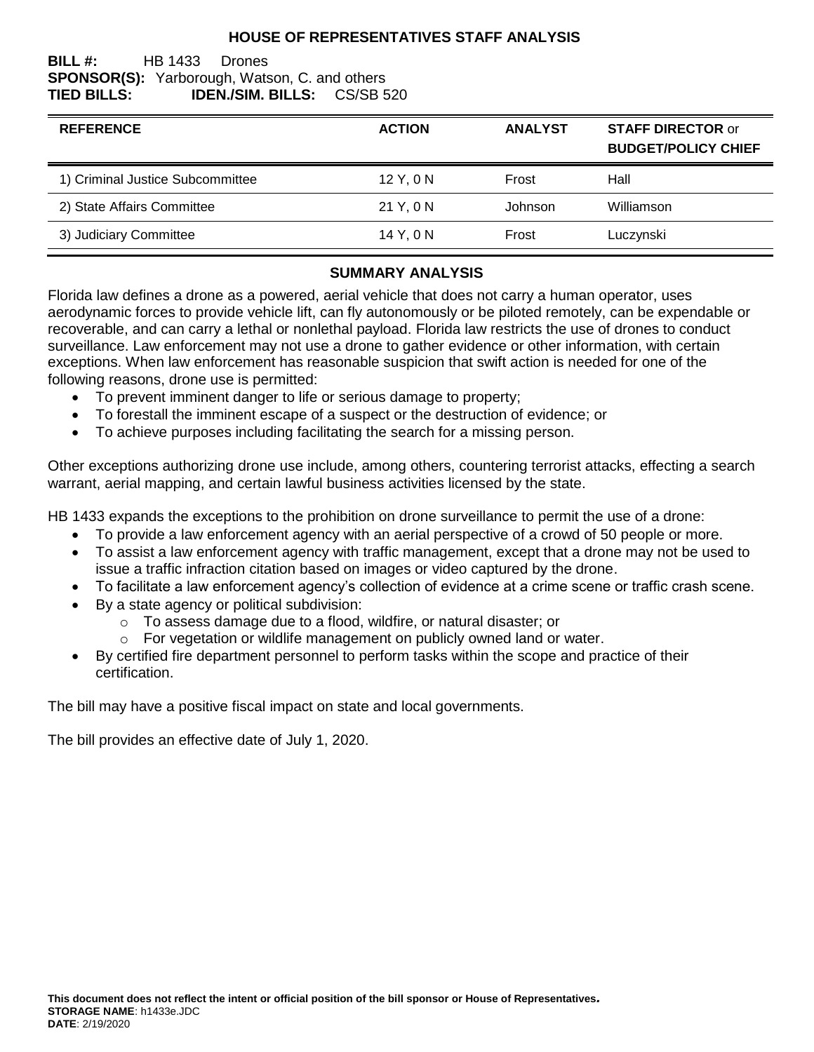# HOUSE OF REPRESENTATIVES STAFF ANALYSIS

**BILL #:** HB 1433 Drones
**SPONSOR(S):** Yarborough, Watson, C. and others
**TIED BILLS:** **IDEN./SIM. BILLS:** CS/SB 520

| REFERENCE | ACTION | ANALYST | STAFF DIRECTOR or BUDGET/POLICY CHIEF |
|---|---|---|---|
| 1) Criminal Justice Subcommittee | 12 Y, 0 N | Frost | Hall |
| 2) State Affairs Committee | 21 Y, 0 N | Johnson | Williamson |
| 3) Judiciary Committee | 14 Y, 0 N | Frost | Luczynski |

## SUMMARY ANALYSIS

Florida law defines a drone as a powered, aerial vehicle that does not carry a human operator, uses aerodynamic forces to provide vehicle lift, can fly autonomously or be piloted remotely, can be expendable or recoverable, and can carry a lethal or nonlethal payload. Florida law restricts the use of drones to conduct surveillance. Law enforcement may not use a drone to gather evidence or other information, with certain exceptions. When law enforcement has reasonable suspicion that swift action is needed for one of the following reasons, drone use is permitted:

- To prevent imminent danger to life or serious damage to property;
- To forestall the imminent escape of a suspect or the destruction of evidence; or
- To achieve purposes including facilitating the search for a missing person.

Other exceptions authorizing drone use include, among others, countering terrorist attacks, effecting a search warrant, aerial mapping, and certain lawful business activities licensed by the state.

HB 1433 expands the exceptions to the prohibition on drone surveillance to permit the use of a drone:

- To provide a law enforcement agency with an aerial perspective of a crowd of 50 people or more.
- To assist a law enforcement agency with traffic management, except that a drone may not be used to issue a traffic infraction citation based on images or video captured by the drone.
- To facilitate a law enforcement agency's collection of evidence at a crime scene or traffic crash scene.
- By a state agency or political subdivision:
  - To assess damage due to a flood, wildfire, or natural disaster; or
  - For vegetation or wildlife management on publicly owned land or water.
- By certified fire department personnel to perform tasks within the scope and practice of their certification.

The bill may have a positive fiscal impact on state and local governments.

The bill provides an effective date of July 1, 2020.

**This document does not reflect the intent or official position of the bill sponsor or House of Representatives.**
**STORAGE NAME**: h1433e.JDC
**DATE**: 2/19/2020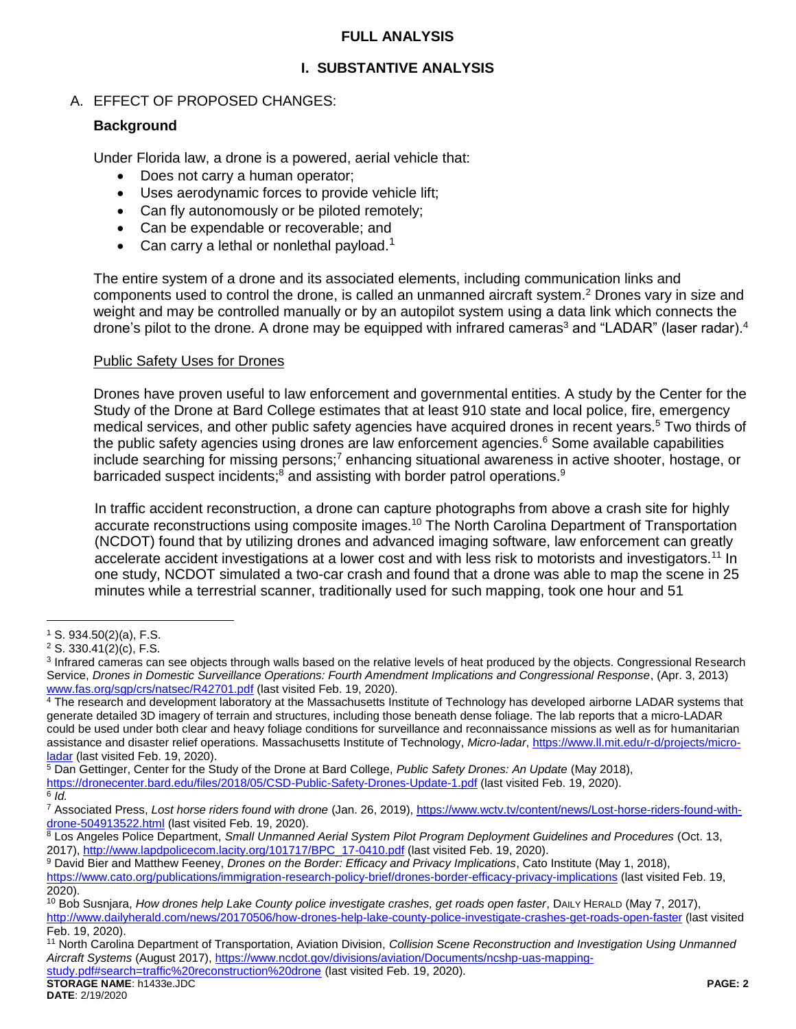## FULL ANALYSIS

### I. SUBSTANTIVE ANALYSIS

A. EFFECT OF PROPOSED CHANGES:

**Background**

Under Florida law, a drone is a powered, aerial vehicle that:

- Does not carry a human operator;
- Uses aerodynamic forces to provide vehicle lift;
- Can fly autonomously or be piloted remotely;
- Can be expendable or recoverable; and
- Can carry a lethal or nonlethal payload.[1]

The entire system of a drone and its associated elements, including communication links and components used to control the drone, is called an unmanned aircraft system.[2] Drones vary in size and weight and may be controlled manually or by an autopilot system using a data link which connects the drone's pilot to the drone. A drone may be equipped with infrared cameras[3] and "LADAR" (laser radar).[4]

Public Safety Uses for Drones

Drones have proven useful to law enforcement and governmental entities. A study by the Center for the Study of the Drone at Bard College estimates that at least 910 state and local police, fire, emergency medical services, and other public safety agencies have acquired drones in recent years.[5] Two thirds of the public safety agencies using drones are law enforcement agencies.[6] Some available capabilities include searching for missing persons;[7] enhancing situational awareness in active shooter, hostage, or barricaded suspect incidents;[8] and assisting with border patrol operations.[9]

In traffic accident reconstruction, a drone can capture photographs from above a crash site for highly accurate reconstructions using composite images.[10] The North Carolina Department of Transportation (NCDOT) found that by utilizing drones and advanced imaging software, law enforcement can greatly accelerate accident investigations at a lower cost and with less risk to motorists and investigators.[11] In one study, NCDOT simulated a two-car crash and found that a drone was able to map the scene in 25 minutes while a terrestrial scanner, traditionally used for such mapping, took one hour and 51

---

[1] S. 934.50(2)(a), F.S.

[2] S. 330.41(2)(c), F.S.

[3] Infrared cameras can see objects through walls based on the relative levels of heat produced by the objects. Congressional Research Service, *Drones in Domestic Surveillance Operations: Fourth Amendment Implications and Congressional Response*, (Apr. 3, 2013) www.fas.org/sgp/crs/natsec/R42701.pdf (last visited Feb. 19, 2020).

[4] The research and development laboratory at the Massachusetts Institute of Technology has developed airborne LADAR systems that generate detailed 3D imagery of terrain and structures, including those beneath dense foliage. The lab reports that a micro-LADAR could be used under both clear and heavy foliage conditions for surveillance and reconnaissance missions as well as for humanitarian assistance and disaster relief operations. Massachusetts Institute of Technology, *Micro-ladar*, https://www.ll.mit.edu/r-d/projects/micro-ladar (last visited Feb. 19, 2020).

[5] Dan Gettinger, Center for the Study of the Drone at Bard College, *Public Safety Drones: An Update* (May 2018), https://dronecenter.bard.edu/files/2018/05/CSD-Public-Safety-Drones-Update-1.pdf (last visited Feb. 19, 2020).

[6] *Id.*

[7] Associated Press, *Lost horse riders found with drone* (Jan. 26, 2019), https://www.wctv.tv/content/news/Lost-horse-riders-found-with-drone-504913522.html (last visited Feb. 19, 2020).

[8] Los Angeles Police Department, *Small Unmanned Aerial System Pilot Program Deployment Guidelines and Procedures* (Oct. 13, 2017), http://www.lapdpolicecom.lacity.org/101717/BPC_17-0410.pdf (last visited Feb. 19, 2020).

[9] David Bier and Matthew Feeney, *Drones on the Border: Efficacy and Privacy Implications*, Cato Institute (May 1, 2018), https://www.cato.org/publications/immigration-research-policy-brief/drones-border-efficacy-privacy-implications (last visited Feb. 19, 2020).

[10] Bob Susnjara, *How drones help Lake County police investigate crashes, get roads open faster*, DAILY HERALD (May 7, 2017), http://www.dailyherald.com/news/20170506/how-drones-help-lake-county-police-investigate-crashes-get-roads-open-faster (last visited Feb. 19, 2020).

[11] North Carolina Department of Transportation, Aviation Division, *Collision Scene Reconstruction and Investigation Using Unmanned Aircraft Systems* (August 2017), https://www.ncdot.gov/divisions/aviation/Documents/ncshp-uas-mapping-study.pdf#search=traffic%20reconstruction%20drone (last visited Feb. 19, 2020).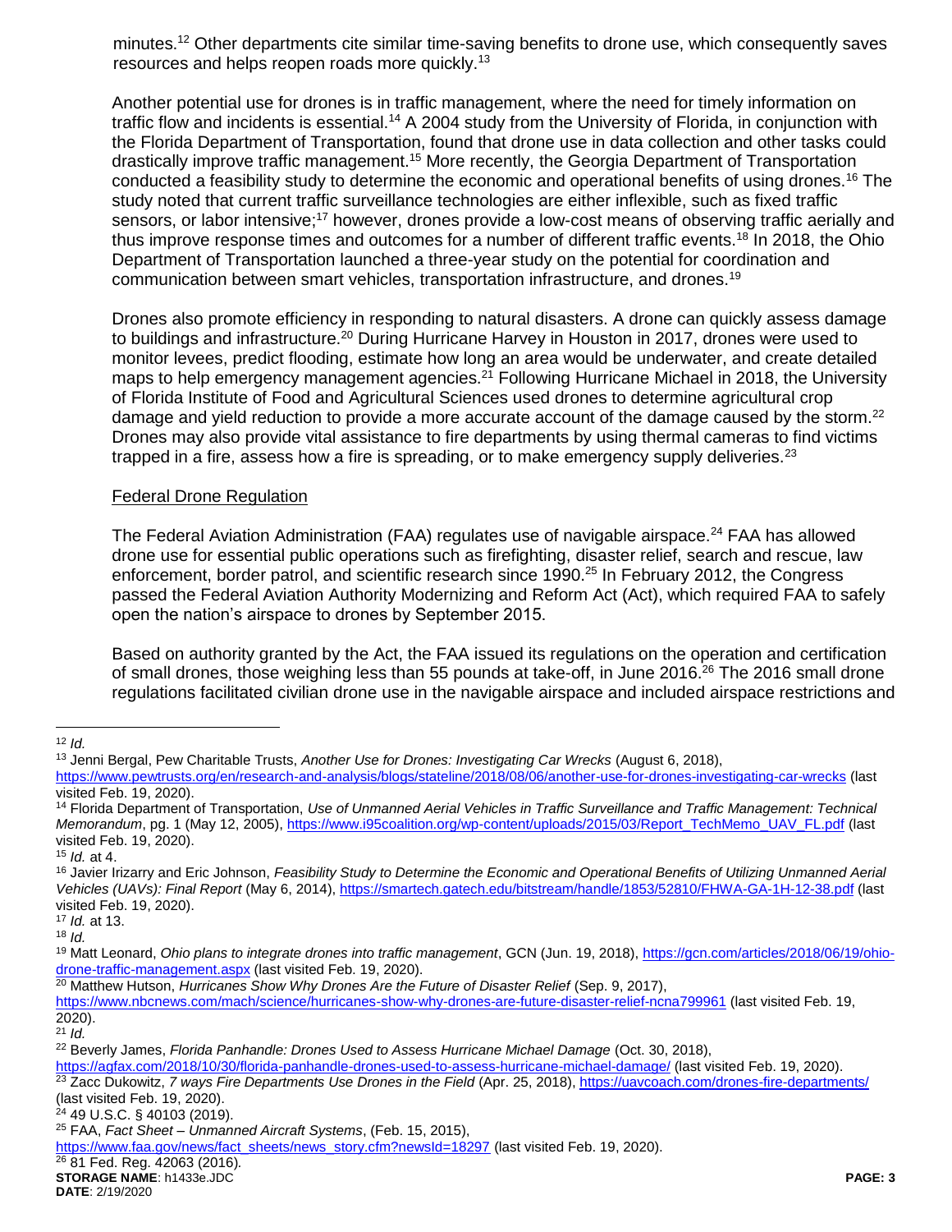minutes.[12] Other departments cite similar time-saving benefits to drone use, which consequently saves resources and helps reopen roads more quickly.[13]

Another potential use for drones is in traffic management, where the need for timely information on traffic flow and incidents is essential.[14] A 2004 study from the University of Florida, in conjunction with the Florida Department of Transportation, found that drone use in data collection and other tasks could drastically improve traffic management.[15] More recently, the Georgia Department of Transportation conducted a feasibility study to determine the economic and operational benefits of using drones.[16] The study noted that current traffic surveillance technologies are either inflexible, such as fixed traffic sensors, or labor intensive;[17] however, drones provide a low-cost means of observing traffic aerially and thus improve response times and outcomes for a number of different traffic events.[18] In 2018, the Ohio Department of Transportation launched a three-year study on the potential for coordination and communication between smart vehicles, transportation infrastructure, and drones.[19]

Drones also promote efficiency in responding to natural disasters. A drone can quickly assess damage to buildings and infrastructure.[20] During Hurricane Harvey in Houston in 2017, drones were used to monitor levees, predict flooding, estimate how long an area would be underwater, and create detailed maps to help emergency management agencies.[21] Following Hurricane Michael in 2018, the University of Florida Institute of Food and Agricultural Sciences used drones to determine agricultural crop damage and yield reduction to provide a more accurate account of the damage caused by the storm.[22] Drones may also provide vital assistance to fire departments by using thermal cameras to find victims trapped in a fire, assess how a fire is spreading, or to make emergency supply deliveries.[23]

Federal Drone Regulation

The Federal Aviation Administration (FAA) regulates use of navigable airspace.[24] FAA has allowed drone use for essential public operations such as firefighting, disaster relief, search and rescue, law enforcement, border patrol, and scientific research since 1990.[25] In February 2012, the Congress passed the Federal Aviation Authority Modernizing and Reform Act (Act), which required FAA to safely open the nation's airspace to drones by September 2015.

Based on authority granted by the Act, the FAA issued its regulations on the operation and certification of small drones, those weighing less than 55 pounds at take-off, in June 2016.[26] The 2016 small drone regulations facilitated civilian drone use in the navigable airspace and included airspace restrictions and

---

[12] *Id.*

[13] Jenni Bergal, Pew Charitable Trusts, *Another Use for Drones: Investigating Car Wrecks* (August 6, 2018), https://www.pewtrusts.org/en/research-and-analysis/blogs/stateline/2018/08/06/another-use-for-drones-investigating-car-wrecks (last visited Feb. 19, 2020).

[14] Florida Department of Transportation, *Use of Unmanned Aerial Vehicles in Traffic Surveillance and Traffic Management: Technical Memorandum*, pg. 1 (May 12, 2005), https://www.i95coalition.org/wp-content/uploads/2015/03/Report_TechMemo_UAV_FL.pdf (last visited Feb. 19, 2020).

[15] *Id.* at 4.

[16] Javier Irizarry and Eric Johnson, *Feasibility Study to Determine the Economic and Operational Benefits of Utilizing Unmanned Aerial Vehicles (UAVs): Final Report* (May 6, 2014), https://smartech.gatech.edu/bitstream/handle/1853/52810/FHWA-GA-1H-12-38.pdf (last visited Feb. 19, 2020).

[17] *Id.* at 13.

[18] *Id.*

[19] Matt Leonard, *Ohio plans to integrate drones into traffic management*, GCN (Jun. 19, 2018), https://gcn.com/articles/2018/06/19/ohio-drone-traffic-management.aspx (last visited Feb. 19, 2020).

[20] Matthew Hutson, *Hurricanes Show Why Drones Are the Future of Disaster Relief* (Sep. 9, 2017), https://www.nbcnews.com/mach/science/hurricanes-show-why-drones-are-future-disaster-relief-ncna799961 (last visited Feb. 19, 2020).

[21] *Id.*

[22] Beverly James, *Florida Panhandle: Drones Used to Assess Hurricane Michael Damage* (Oct. 30, 2018), https://agfax.com/2018/10/30/florida-panhandle-drones-used-to-assess-hurricane-michael-damage/ (last visited Feb. 19, 2020).

[23] Zacc Dukowitz, *7 ways Fire Departments Use Drones in the Field* (Apr. 25, 2018), https://uavcoach.com/drones-fire-departments/ (last visited Feb. 19, 2020).

[24] 49 U.S.C. § 40103 (2019).

[25] FAA, *Fact Sheet – Unmanned Aircraft Systems*, (Feb. 15, 2015), https://www.faa.gov/news/fact_sheets/news_story.cfm?newsId=18297 (last visited Feb. 19, 2020).

[26] 81 Fed. Reg. 42063 (2016).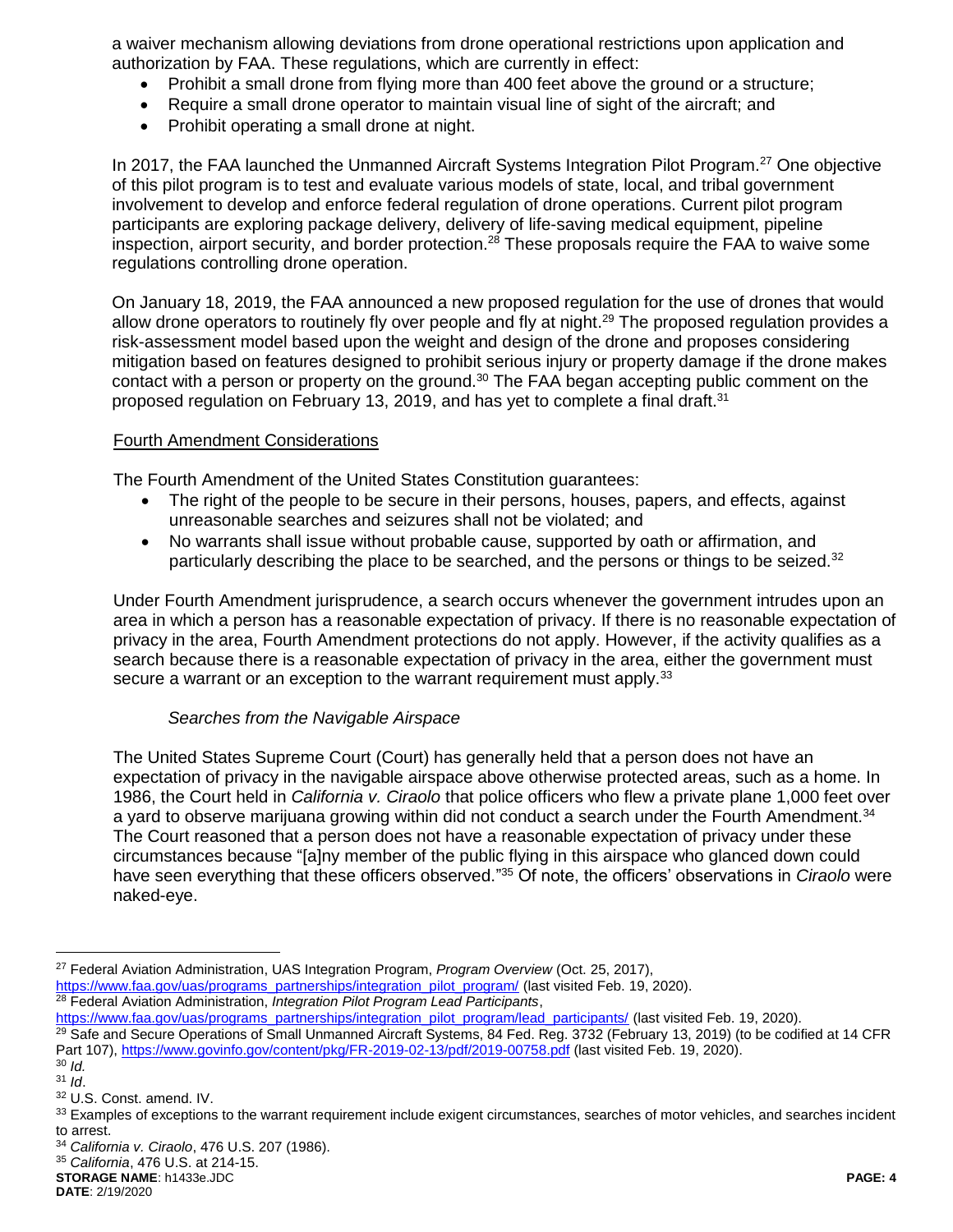a waiver mechanism allowing deviations from drone operational restrictions upon application and authorization by FAA. These regulations, which are currently in effect:

- Prohibit a small drone from flying more than 400 feet above the ground or a structure;
- Require a small drone operator to maintain visual line of sight of the aircraft; and
- Prohibit operating a small drone at night.

In 2017, the FAA launched the Unmanned Aircraft Systems Integration Pilot Program.[27] One objective of this pilot program is to test and evaluate various models of state, local, and tribal government involvement to develop and enforce federal regulation of drone operations. Current pilot program participants are exploring package delivery, delivery of life-saving medical equipment, pipeline inspection, airport security, and border protection.[28] These proposals require the FAA to waive some regulations controlling drone operation.

On January 18, 2019, the FAA announced a new proposed regulation for the use of drones that would allow drone operators to routinely fly over people and fly at night.[29] The proposed regulation provides a risk-assessment model based upon the weight and design of the drone and proposes considering mitigation based on features designed to prohibit serious injury or property damage if the drone makes contact with a person or property on the ground.[30] The FAA began accepting public comment on the proposed regulation on February 13, 2019, and has yet to complete a final draft.[31]

## Fourth Amendment Considerations

The Fourth Amendment of the United States Constitution guarantees:

- The right of the people to be secure in their persons, houses, papers, and effects, against unreasonable searches and seizures shall not be violated; and
- No warrants shall issue without probable cause, supported by oath or affirmation, and particularly describing the place to be searched, and the persons or things to be seized.[32]

Under Fourth Amendment jurisprudence, a search occurs whenever the government intrudes upon an area in which a person has a reasonable expectation of privacy. If there is no reasonable expectation of privacy in the area, Fourth Amendment protections do not apply. However, if the activity qualifies as a search because there is a reasonable expectation of privacy in the area, either the government must secure a warrant or an exception to the warrant requirement must apply.[33]

### *Searches from the Navigable Airspace*

The United States Supreme Court (Court) has generally held that a person does not have an expectation of privacy in the navigable airspace above otherwise protected areas, such as a home. In 1986, the Court held in *California v. Ciraolo* that police officers who flew a private plane 1,000 feet over a yard to observe marijuana growing within did not conduct a search under the Fourth Amendment.[34] The Court reasoned that a person does not have a reasonable expectation of privacy under these circumstances because "[a]ny member of the public flying in this airspace who glanced down could have seen everything that these officers observed."[35] Of note, the officers' observations in *Ciraolo* were naked-eye.

---

[27] Federal Aviation Administration, UAS Integration Program, *Program Overview* (Oct. 25, 2017), https://www.faa.gov/uas/programs_partnerships/integration_pilot_program/ (last visited Feb. 19, 2020).

[28] Federal Aviation Administration, *Integration Pilot Program Lead Participants*, https://www.faa.gov/uas/programs_partnerships/integration_pilot_program/lead_participants/ (last visited Feb. 19, 2020).

[29] Safe and Secure Operations of Small Unmanned Aircraft Systems, 84 Fed. Reg. 3732 (February 13, 2019) (to be codified at 14 CFR Part 107), https://www.govinfo.gov/content/pkg/FR-2019-02-13/pdf/2019-00758.pdf (last visited Feb. 19, 2020).

[30] *Id.*

[31] *Id*.

[32] U.S. Const. amend. IV.

[33] Examples of exceptions to the warrant requirement include exigent circumstances, searches of motor vehicles, and searches incident to arrest.

[34] *California v. Ciraolo*, 476 U.S. 207 (1986).

[35] *California*, 476 U.S. at 214-15.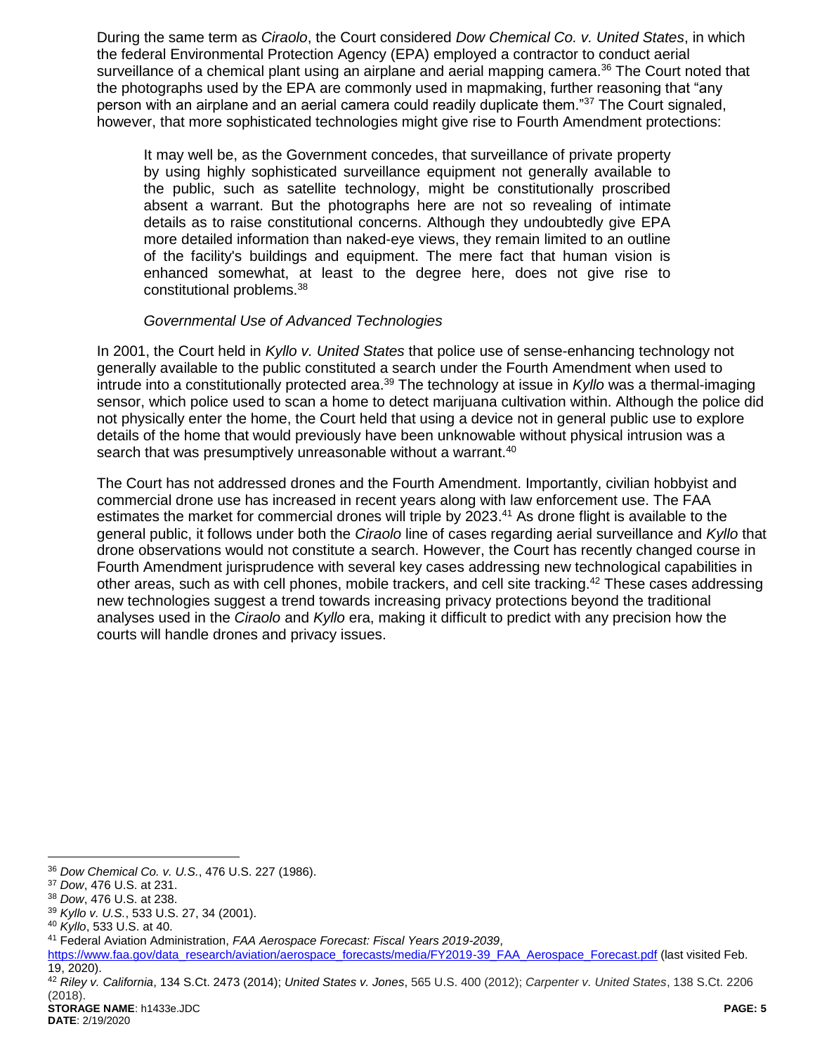During the same term as *Ciraolo*, the Court considered *Dow Chemical Co. v. United States*, in which the federal Environmental Protection Agency (EPA) employed a contractor to conduct aerial surveillance of a chemical plant using an airplane and aerial mapping camera.[36] The Court noted that the photographs used by the EPA are commonly used in mapmaking, further reasoning that "any person with an airplane and an aerial camera could readily duplicate them."[37] The Court signaled, however, that more sophisticated technologies might give rise to Fourth Amendment protections:

> It may well be, as the Government concedes, that surveillance of private property by using highly sophisticated surveillance equipment not generally available to the public, such as satellite technology, might be constitutionally proscribed absent a warrant. But the photographs here are not so revealing of intimate details as to raise constitutional concerns. Although they undoubtedly give EPA more detailed information than naked-eye views, they remain limited to an outline of the facility's buildings and equipment. The mere fact that human vision is enhanced somewhat, at least to the degree here, does not give rise to constitutional problems.[38]

*Governmental Use of Advanced Technologies*

In 2001, the Court held in *Kyllo v. United States* that police use of sense-enhancing technology not generally available to the public constituted a search under the Fourth Amendment when used to intrude into a constitutionally protected area.[39] The technology at issue in *Kyllo* was a thermal-imaging sensor, which police used to scan a home to detect marijuana cultivation within. Although the police did not physically enter the home, the Court held that using a device not in general public use to explore details of the home that would previously have been unknowable without physical intrusion was a search that was presumptively unreasonable without a warrant.[40]

The Court has not addressed drones and the Fourth Amendment. Importantly, civilian hobbyist and commercial drone use has increased in recent years along with law enforcement use. The FAA estimates the market for commercial drones will triple by 2023.[41] As drone flight is available to the general public, it follows under both the *Ciraolo* line of cases regarding aerial surveillance and *Kyllo* that drone observations would not constitute a search. However, the Court has recently changed course in Fourth Amendment jurisprudence with several key cases addressing new technological capabilities in other areas, such as with cell phones, mobile trackers, and cell site tracking.[42] These cases addressing new technologies suggest a trend towards increasing privacy protections beyond the traditional analyses used in the *Ciraolo* and *Kyllo* era, making it difficult to predict with any precision how the courts will handle drones and privacy issues.

---

[36] *Dow Chemical Co. v. U.S.*, 476 U.S. 227 (1986).

[37] *Dow*, 476 U.S. at 231.

[38] *Dow*, 476 U.S. at 238.

[39] *Kyllo v. U.S.*, 533 U.S. 27, 34 (2001).

[40] *Kyllo*, 533 U.S. at 40.

[41] Federal Aviation Administration, *FAA Aerospace Forecast: Fiscal Years 2019-2039*, https://www.faa.gov/data_research/aviation/aerospace_forecasts/media/FY2019-39_FAA_Aerospace_Forecast.pdf (last visited Feb. 19, 2020).

[42] *Riley v. California*, 134 S.Ct. 2473 (2014); *United States v. Jones*, 565 U.S. 400 (2012); *Carpenter v. United States*, 138 S.Ct. 2206 (2018).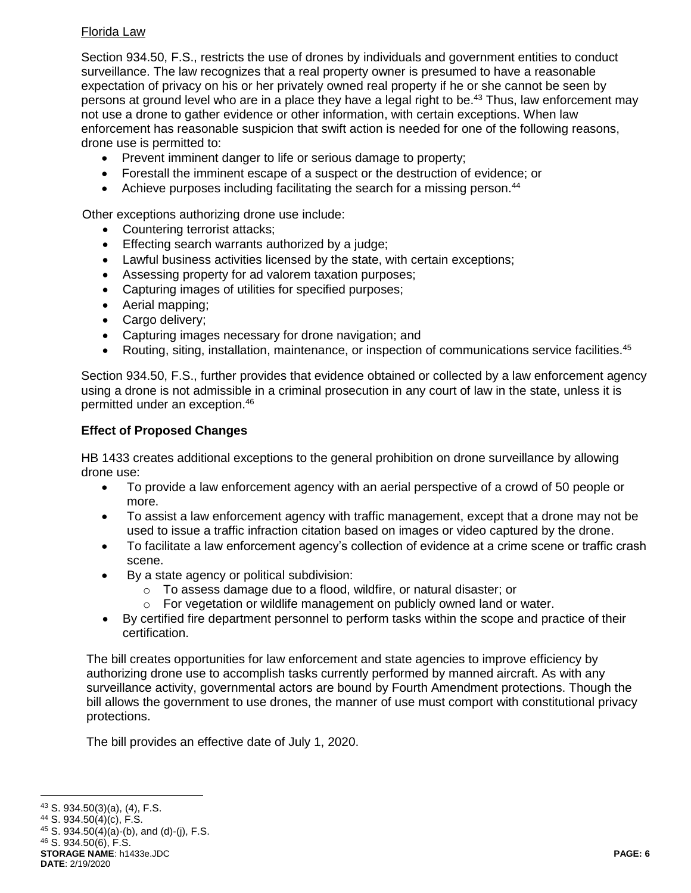Florida Law

Section 934.50, F.S., restricts the use of drones by individuals and government entities to conduct surveillance. The law recognizes that a real property owner is presumed to have a reasonable expectation of privacy on his or her privately owned real property if he or she cannot be seen by persons at ground level who are in a place they have a legal right to be.[43] Thus, law enforcement may not use a drone to gather evidence or other information, with certain exceptions. When law enforcement has reasonable suspicion that swift action is needed for one of the following reasons, drone use is permitted to:

- Prevent imminent danger to life or serious damage to property;
- Forestall the imminent escape of a suspect or the destruction of evidence; or
- Achieve purposes including facilitating the search for a missing person.[44]

Other exceptions authorizing drone use include:

- Countering terrorist attacks;
- Effecting search warrants authorized by a judge;
- Lawful business activities licensed by the state, with certain exceptions;
- Assessing property for ad valorem taxation purposes;
- Capturing images of utilities for specified purposes;
- Aerial mapping;
- Cargo delivery;
- Capturing images necessary for drone navigation; and
- Routing, siting, installation, maintenance, or inspection of communications service facilities.[45]

Section 934.50, F.S., further provides that evidence obtained or collected by a law enforcement agency using a drone is not admissible in a criminal prosecution in any court of law in the state, unless it is permitted under an exception.[46]

**Effect of Proposed Changes**

HB 1433 creates additional exceptions to the general prohibition on drone surveillance by allowing drone use:

- To provide a law enforcement agency with an aerial perspective of a crowd of 50 people or more.
- To assist a law enforcement agency with traffic management, except that a drone may not be used to issue a traffic infraction citation based on images or video captured by the drone.
- To facilitate a law enforcement agency's collection of evidence at a crime scene or traffic crash scene.
- By a state agency or political subdivision:
  - To assess damage due to a flood, wildfire, or natural disaster; or
  - For vegetation or wildlife management on publicly owned land or water.
- By certified fire department personnel to perform tasks within the scope and practice of their certification.

The bill creates opportunities for law enforcement and state agencies to improve efficiency by authorizing drone use to accomplish tasks currently performed by manned aircraft. As with any surveillance activity, governmental actors are bound by Fourth Amendment protections. Though the bill allows the government to use drones, the manner of use must comport with constitutional privacy protections.

The bill provides an effective date of July 1, 2020.

[43] S. 934.50(3)(a), (4), F.S.
[44] S. 934.50(4)(c), F.S.
[45] S. 934.50(4)(a)-(b), and (d)-(j), F.S.
[46] S. 934.50(6), F.S.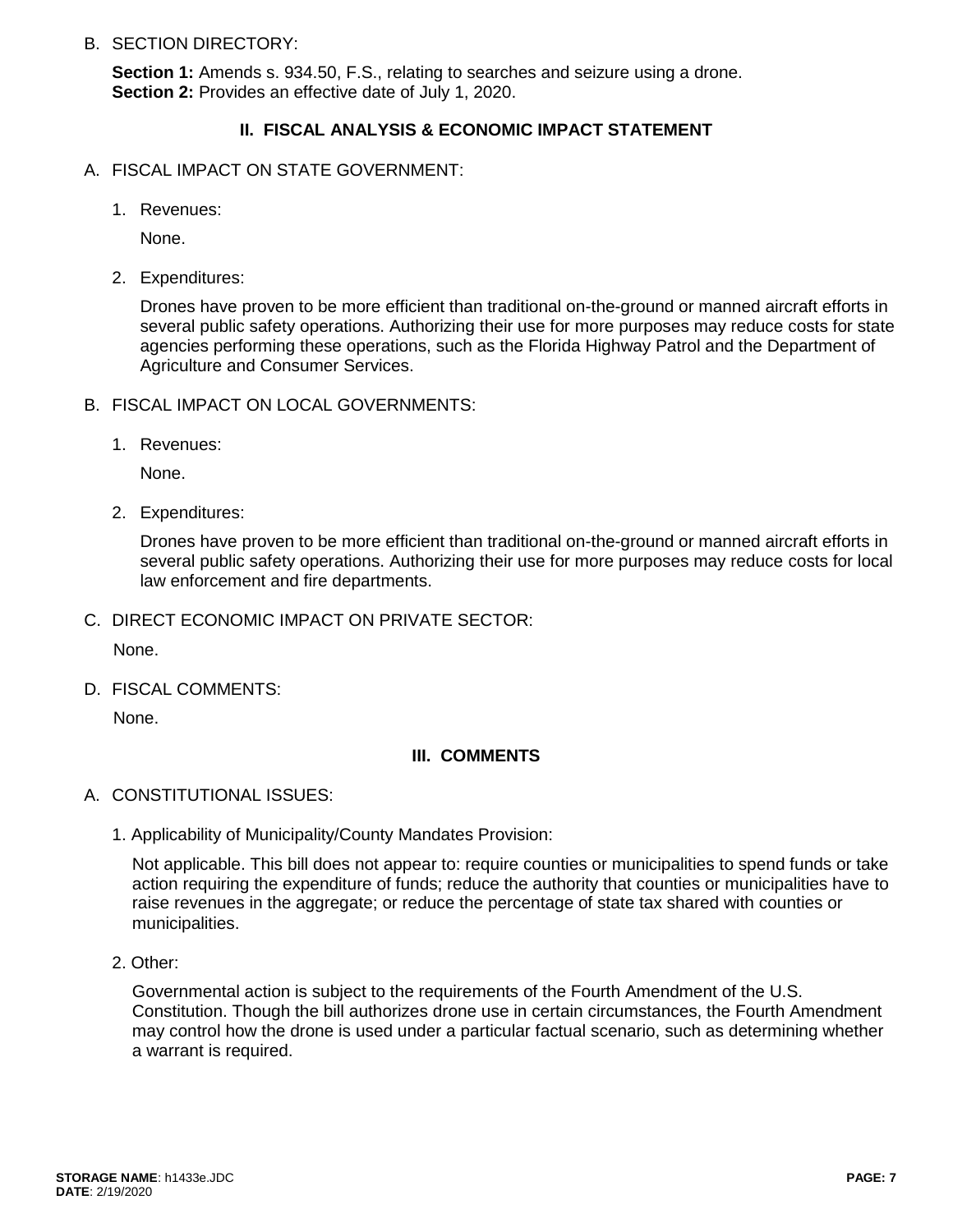B. SECTION DIRECTORY:

**Section 1:** Amends s. 934.50, F.S., relating to searches and seizure using a drone.
**Section 2:** Provides an effective date of July 1, 2020.

## II. FISCAL ANALYSIS & ECONOMIC IMPACT STATEMENT

A. FISCAL IMPACT ON STATE GOVERNMENT:

1. Revenues:

   None.

2. Expenditures:

   Drones have proven to be more efficient than traditional on-the-ground or manned aircraft efforts in several public safety operations. Authorizing their use for more purposes may reduce costs for state agencies performing these operations, such as the Florida Highway Patrol and the Department of Agriculture and Consumer Services.

B. FISCAL IMPACT ON LOCAL GOVERNMENTS:

1. Revenues:

   None.

2. Expenditures:

   Drones have proven to be more efficient than traditional on-the-ground or manned aircraft efforts in several public safety operations. Authorizing their use for more purposes may reduce costs for local law enforcement and fire departments.

C. DIRECT ECONOMIC IMPACT ON PRIVATE SECTOR:

None.

D. FISCAL COMMENTS:

None.

## III. COMMENTS

A. CONSTITUTIONAL ISSUES:

1. Applicability of Municipality/County Mandates Provision:

   Not applicable. This bill does not appear to: require counties or municipalities to spend funds or take action requiring the expenditure of funds; reduce the authority that counties or municipalities have to raise revenues in the aggregate; or reduce the percentage of state tax shared with counties or municipalities.

2. Other:

   Governmental action is subject to the requirements of the Fourth Amendment of the U.S. Constitution. Though the bill authorizes drone use in certain circumstances, the Fourth Amendment may control how the drone is used under a particular factual scenario, such as determining whether a warrant is required.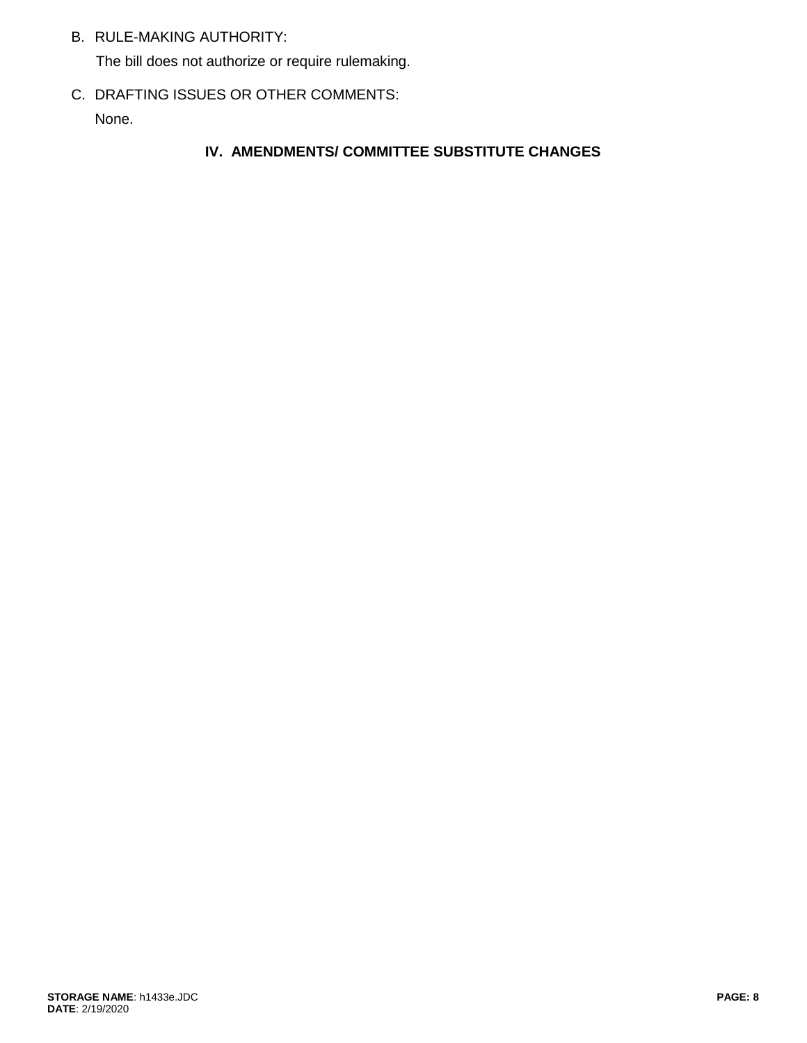B. RULE-MAKING AUTHORITY:

The bill does not authorize or require rulemaking.

C. DRAFTING ISSUES OR OTHER COMMENTS:

None.

## IV. AMENDMENTS/ COMMITTEE SUBSTITUTE CHANGES